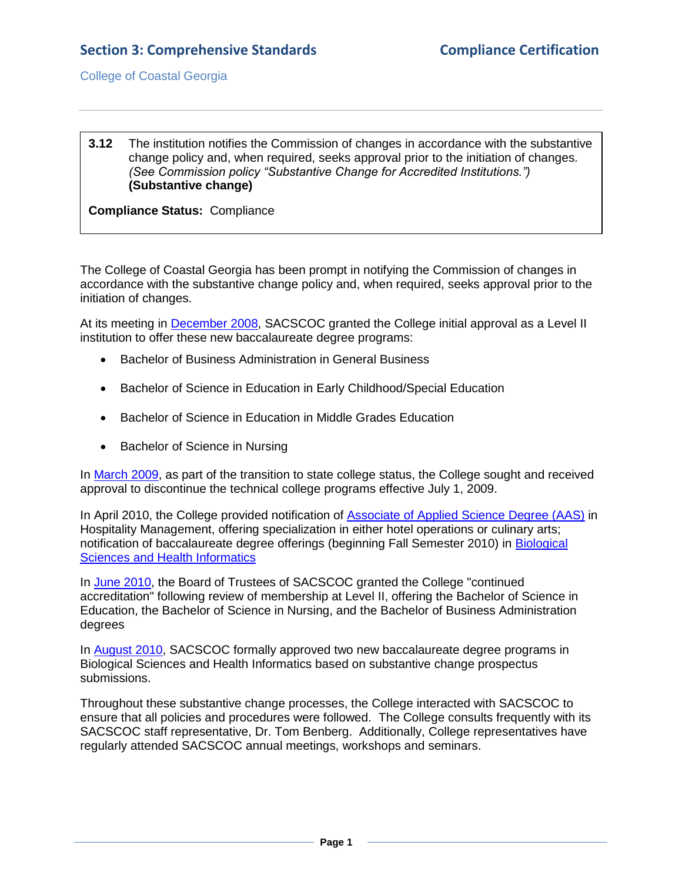## Section 3: Comprehensive Standards — Compliance Certification

College of Coastal Georgia

---

**3.12** The institution notifies the Commission of changes in accordance with the substantive change policy and, when required, seeks approval prior to the initiation of changes. *(See Commission policy "Substantive Change for Accredited Institutions.")* **(Substantive change)**

**Compliance Status:** Compliance

---

The College of Coastal Georgia has been prompt in notifying the Commission of changes in accordance with the substantive change policy and, when required, seeks approval prior to the initiation of changes.

At its meeting in December 2008, SACSCOC granted the College initial approval as a Level II institution to offer these new baccalaureate degree programs:

- Bachelor of Business Administration in General Business
- Bachelor of Science in Education in Early Childhood/Special Education
- Bachelor of Science in Education in Middle Grades Education
- Bachelor of Science in Nursing

In March 2009, as part of the transition to state college status, the College sought and received approval to discontinue the technical college programs effective July 1, 2009.

In April 2010, the College provided notification of Associate of Applied Science Degree (AAS) in Hospitality Management, offering specialization in either hotel operations or culinary arts; notification of baccalaureate degree offerings (beginning Fall Semester 2010) in Biological Sciences and Health Informatics

In June 2010, the Board of Trustees of SACSCOC granted the College "continued accreditation" following review of membership at Level II, offering the Bachelor of Science in Education, the Bachelor of Science in Nursing, and the Bachelor of Business Administration degrees

In August 2010, SACSCOC formally approved two new baccalaureate degree programs in Biological Sciences and Health Informatics based on substantive change prospectus submissions.

Throughout these substantive change processes, the College interacted with SACSCOC to ensure that all policies and procedures were followed. The College consults frequently with its SACSCOC staff representative, Dr. Tom Benberg. Additionally, College representatives have regularly attended SACSCOC annual meetings, workshops and seminars.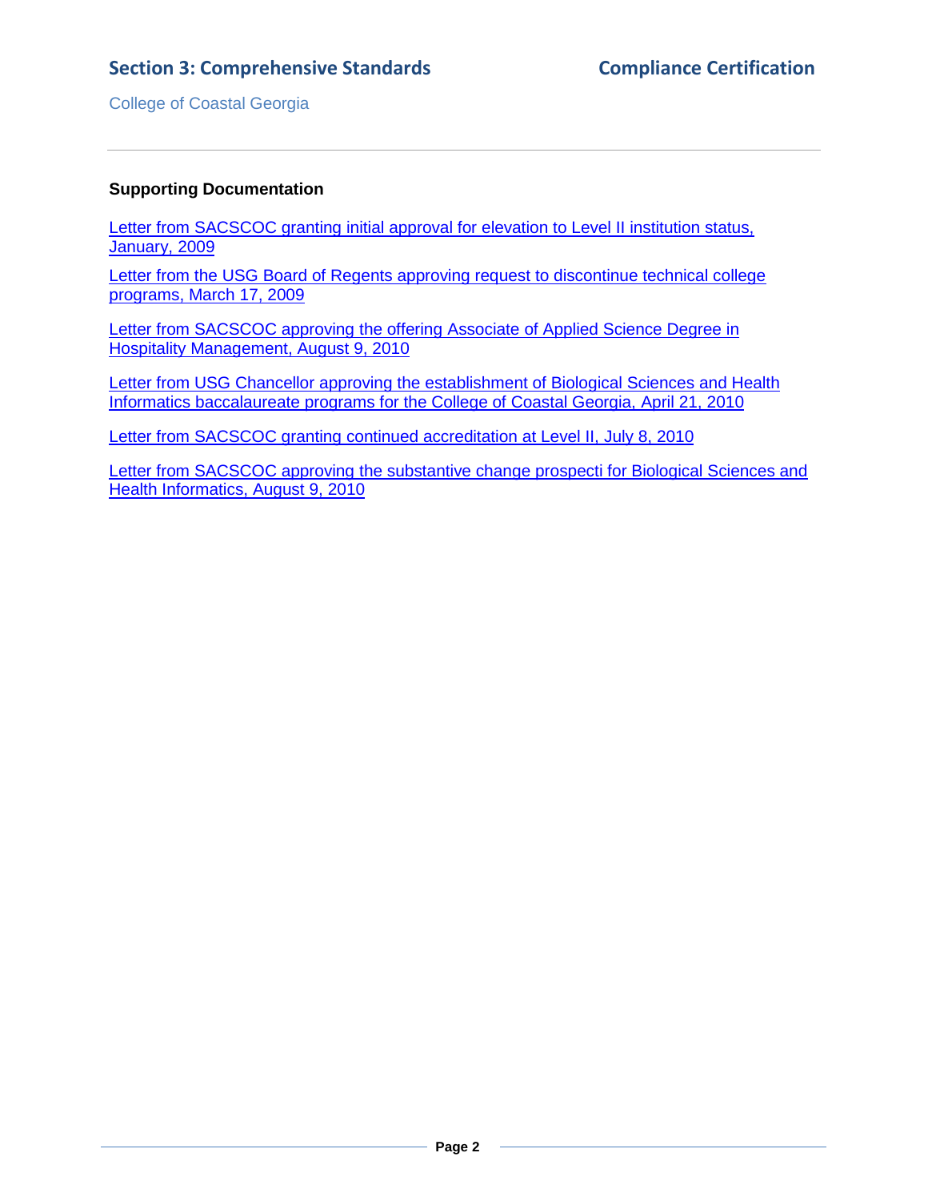**Supporting Documentation**

Letter from SACSCOC granting initial approval for elevation to Level II institution status, January, 2009

Letter from the USG Board of Regents approving request to discontinue technical college programs, March 17, 2009

Letter from SACSCOC approving the offering Associate of Applied Science Degree in Hospitality Management, August 9, 2010

Letter from USG Chancellor approving the establishment of Biological Sciences and Health Informatics baccalaureate programs for the College of Coastal Georgia, April 21, 2010

Letter from SACSCOC granting continued accreditation at Level II, July 8, 2010

Letter from SACSCOC approving the substantive change prospecti for Biological Sciences and Health Informatics, August 9, 2010